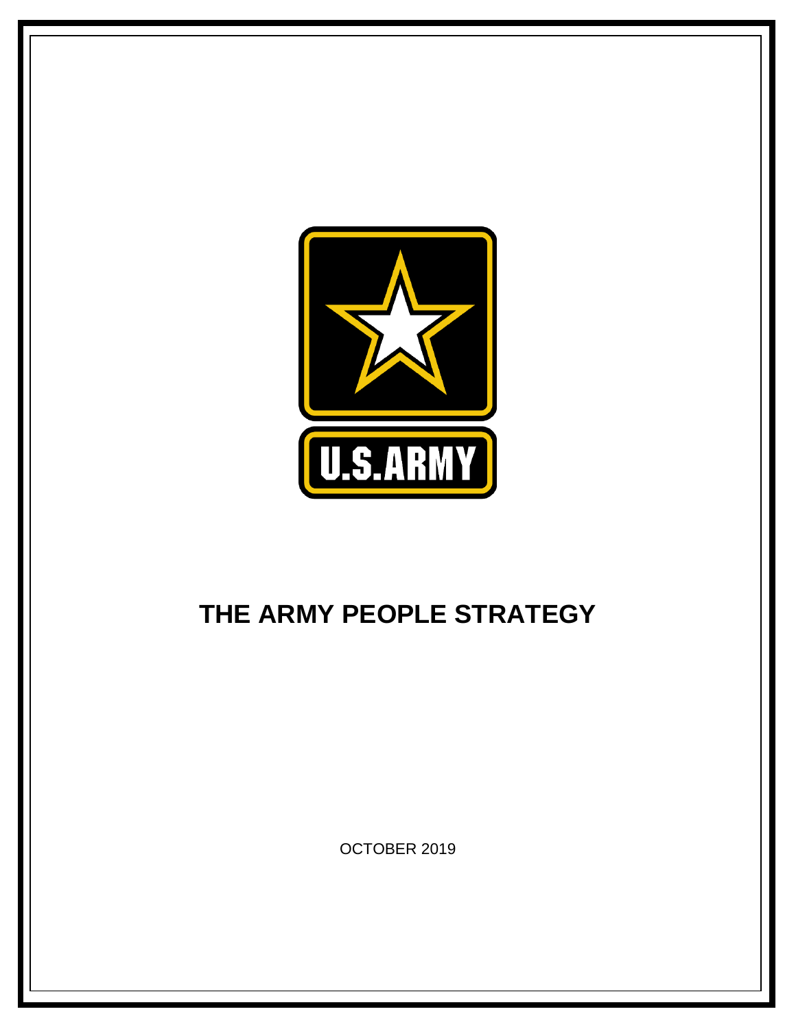# THE ARMY PEOPLE STRATEGY

OCTOBER 2019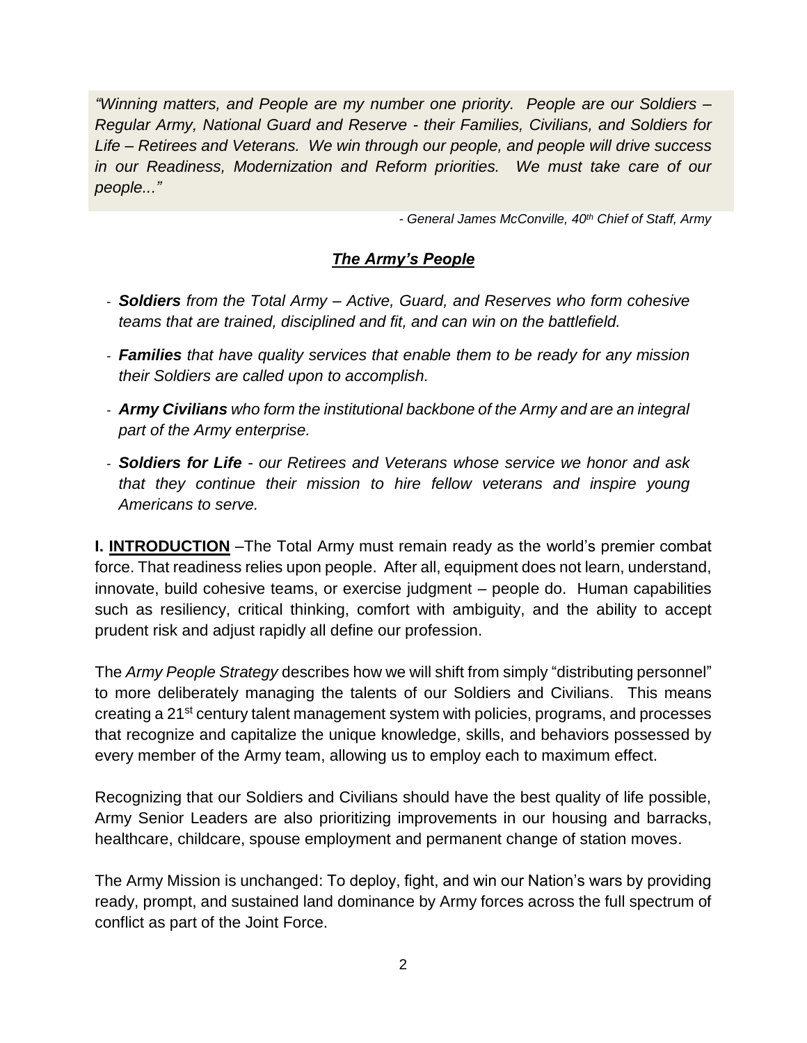> *"Winning matters, and People are my number one priority. People are our Soldiers – Regular Army, National Guard and Reserve - their Families, Civilians, and Soldiers for Life – Retirees and Veterans. We win through our people, and people will drive success in our Readiness, Modernization and Reform priorities. We must take care of our people..."*

*- General James McConville, 40th Chief of Staff, Army*

## ***The Army's People***

- ***Soldiers** from the Total Army – Active, Guard, and Reserves who form cohesive teams that are trained, disciplined and fit, and can win on the battlefield.*
- ***Families** that have quality services that enable them to be ready for any mission their Soldiers are called upon to accomplish.*
- ***Army Civilians** who form the institutional backbone of the Army and are an integral part of the Army enterprise.*
- ***Soldiers for Life** - our Retirees and Veterans whose service we honor and ask that they continue their mission to hire fellow veterans and inspire young Americans to serve.*

**I. INTRODUCTION** –The Total Army must remain ready as the world's premier combat force. That readiness relies upon people. After all, equipment does not learn, understand, innovate, build cohesive teams, or exercise judgment – people do. Human capabilities such as resiliency, critical thinking, comfort with ambiguity, and the ability to accept prudent risk and adjust rapidly all define our profession.

The *Army People Strategy* describes how we will shift from simply "distributing personnel" to more deliberately managing the talents of our Soldiers and Civilians. This means creating a 21st century talent management system with policies, programs, and processes that recognize and capitalize the unique knowledge, skills, and behaviors possessed by every member of the Army team, allowing us to employ each to maximum effect.

Recognizing that our Soldiers and Civilians should have the best quality of life possible, Army Senior Leaders are also prioritizing improvements in our housing and barracks, healthcare, childcare, spouse employment and permanent change of station moves.

The Army Mission is unchanged: To deploy, fight, and win our Nation's wars by providing ready, prompt, and sustained land dominance by Army forces across the full spectrum of conflict as part of the Joint Force.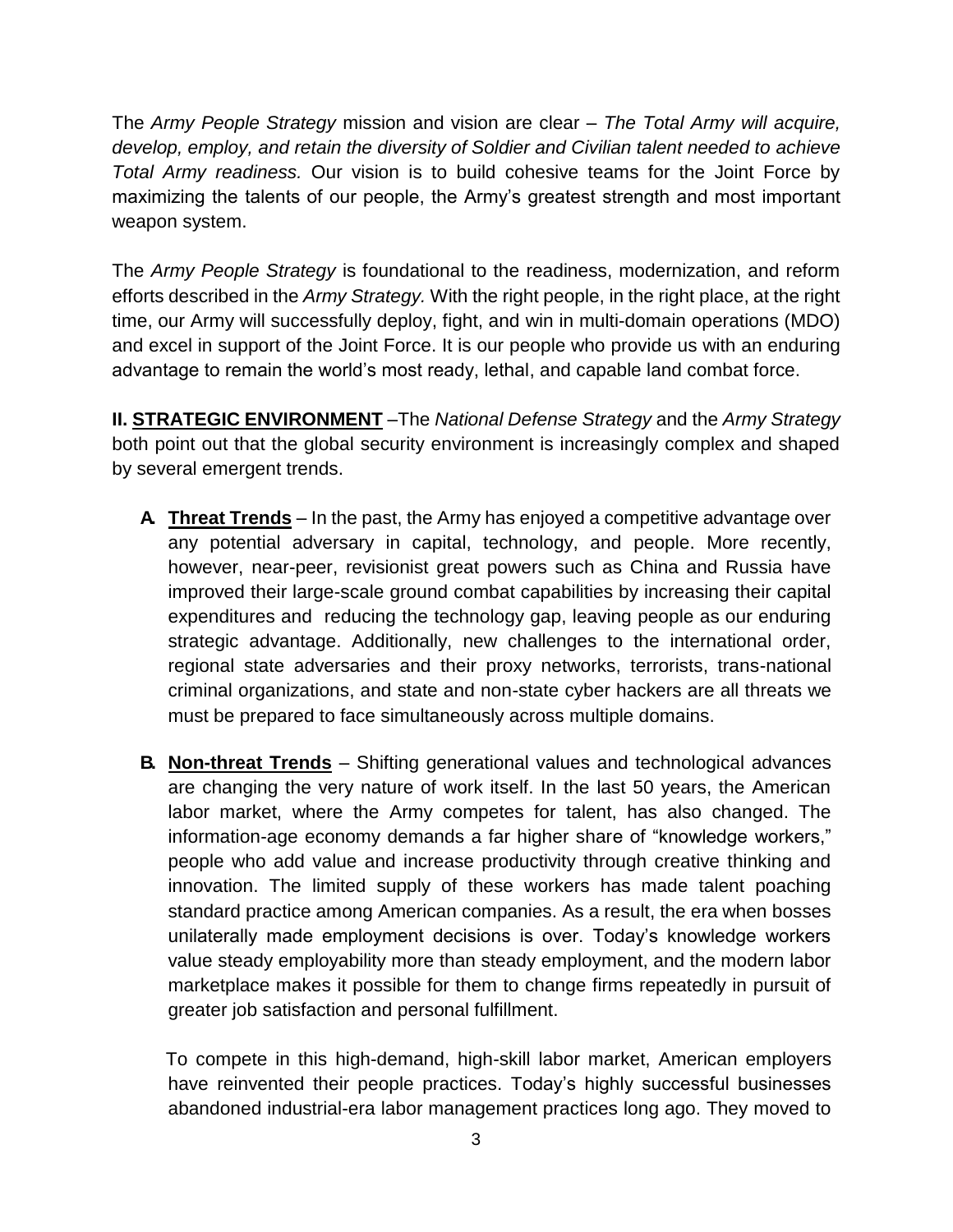The *Army People Strategy* mission and vision are clear – *The Total Army will acquire, develop, employ, and retain the diversity of Soldier and Civilian talent needed to achieve Total Army readiness.* Our vision is to build cohesive teams for the Joint Force by maximizing the talents of our people, the Army's greatest strength and most important weapon system.

The *Army People Strategy* is foundational to the readiness, modernization, and reform efforts described in the *Army Strategy.* With the right people, in the right place, at the right time, our Army will successfully deploy, fight, and win in multi-domain operations (MDO) and excel in support of the Joint Force. It is our people who provide us with an enduring advantage to remain the world's most ready, lethal, and capable land combat force.

**II. <u>STRATEGIC ENVIRONMENT</u>** –The *National Defense Strategy* and the *Army Strategy* both point out that the global security environment is increasingly complex and shaped by several emergent trends.

**A. <u>Threat Trends</u>** – In the past, the Army has enjoyed a competitive advantage over any potential adversary in capital, technology, and people. More recently, however, near-peer, revisionist great powers such as China and Russia have improved their large-scale ground combat capabilities by increasing their capital expenditures and reducing the technology gap, leaving people as our enduring strategic advantage. Additionally, new challenges to the international order, regional state adversaries and their proxy networks, terrorists, trans-national criminal organizations, and state and non-state cyber hackers are all threats we must be prepared to face simultaneously across multiple domains.

**B. <u>Non-threat Trends</u>** – Shifting generational values and technological advances are changing the very nature of work itself. In the last 50 years, the American labor market, where the Army competes for talent, has also changed. The information-age economy demands a far higher share of "knowledge workers," people who add value and increase productivity through creative thinking and innovation. The limited supply of these workers has made talent poaching standard practice among American companies. As a result, the era when bosses unilaterally made employment decisions is over. Today's knowledge workers value steady employability more than steady employment, and the modern labor marketplace makes it possible for them to change firms repeatedly in pursuit of greater job satisfaction and personal fulfillment.

To compete in this high-demand, high-skill labor market, American employers have reinvented their people practices. Today's highly successful businesses abandoned industrial-era labor management practices long ago. They moved to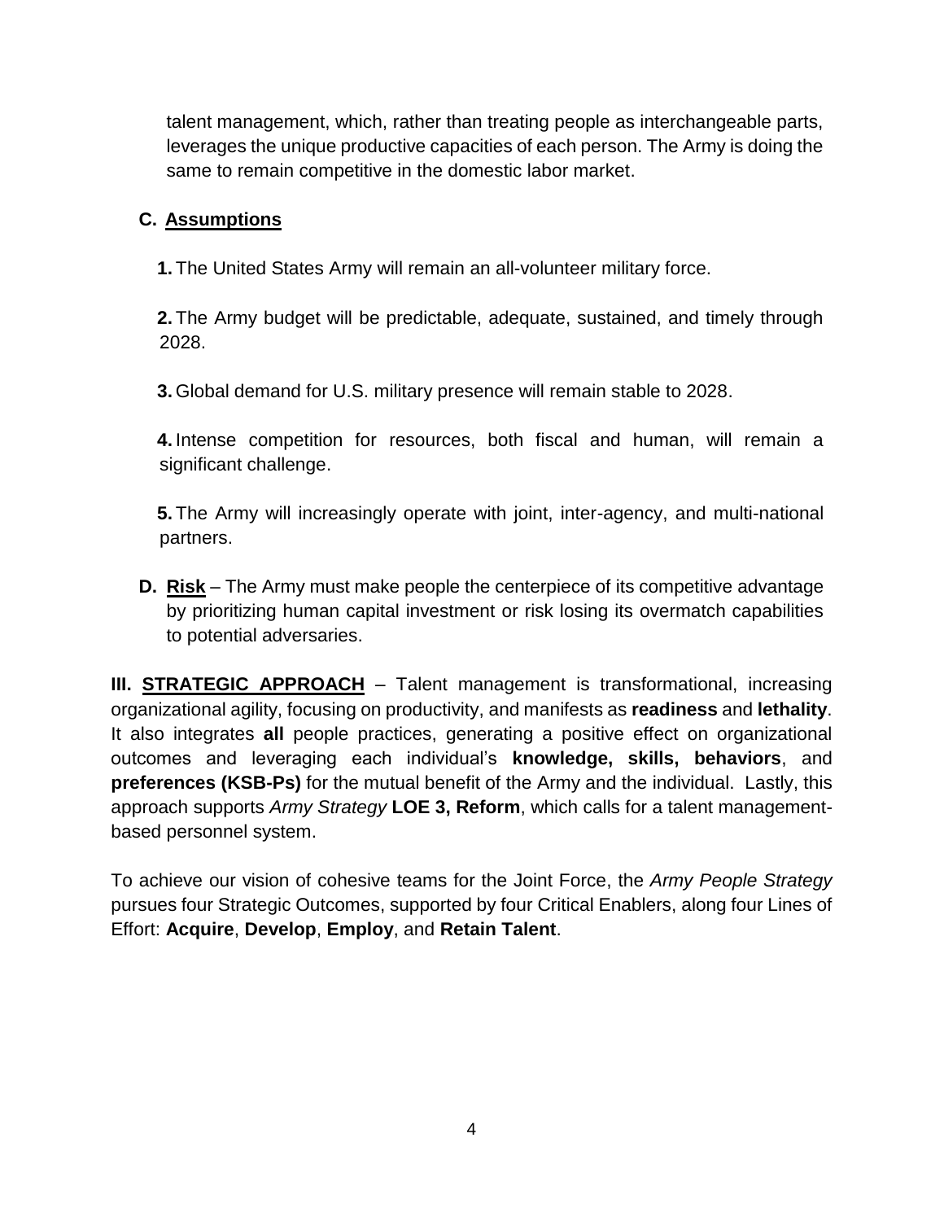talent management, which, rather than treating people as interchangeable parts, leverages the unique productive capacities of each person. The Army is doing the same to remain competitive in the domestic labor market.

### C. <u>Assumptions</u>

**1.** The United States Army will remain an all-volunteer military force.

**2.** The Army budget will be predictable, adequate, sustained, and timely through 2028.

**3.** Global demand for U.S. military presence will remain stable to 2028.

**4.** Intense competition for resources, both fiscal and human, will remain a significant challenge.

**5.** The Army will increasingly operate with joint, inter-agency, and multi-national partners.

**D. <u>Risk</u>** – The Army must make people the centerpiece of its competitive advantage by prioritizing human capital investment or risk losing its overmatch capabilities to potential adversaries.

**III. <u>STRATEGIC APPROACH</u>** – Talent management is transformational, increasing organizational agility, focusing on productivity, and manifests as **readiness** and **lethality**. It also integrates **all** people practices, generating a positive effect on organizational outcomes and leveraging each individual's **knowledge, skills, behaviors**, and **preferences (KSB-Ps)** for the mutual benefit of the Army and the individual. Lastly, this approach supports *Army Strategy* **LOE 3, Reform**, which calls for a talent management-based personnel system.

To achieve our vision of cohesive teams for the Joint Force, the *Army People Strategy* pursues four Strategic Outcomes, supported by four Critical Enablers, along four Lines of Effort: **Acquire**, **Develop**, **Employ**, and **Retain Talent**.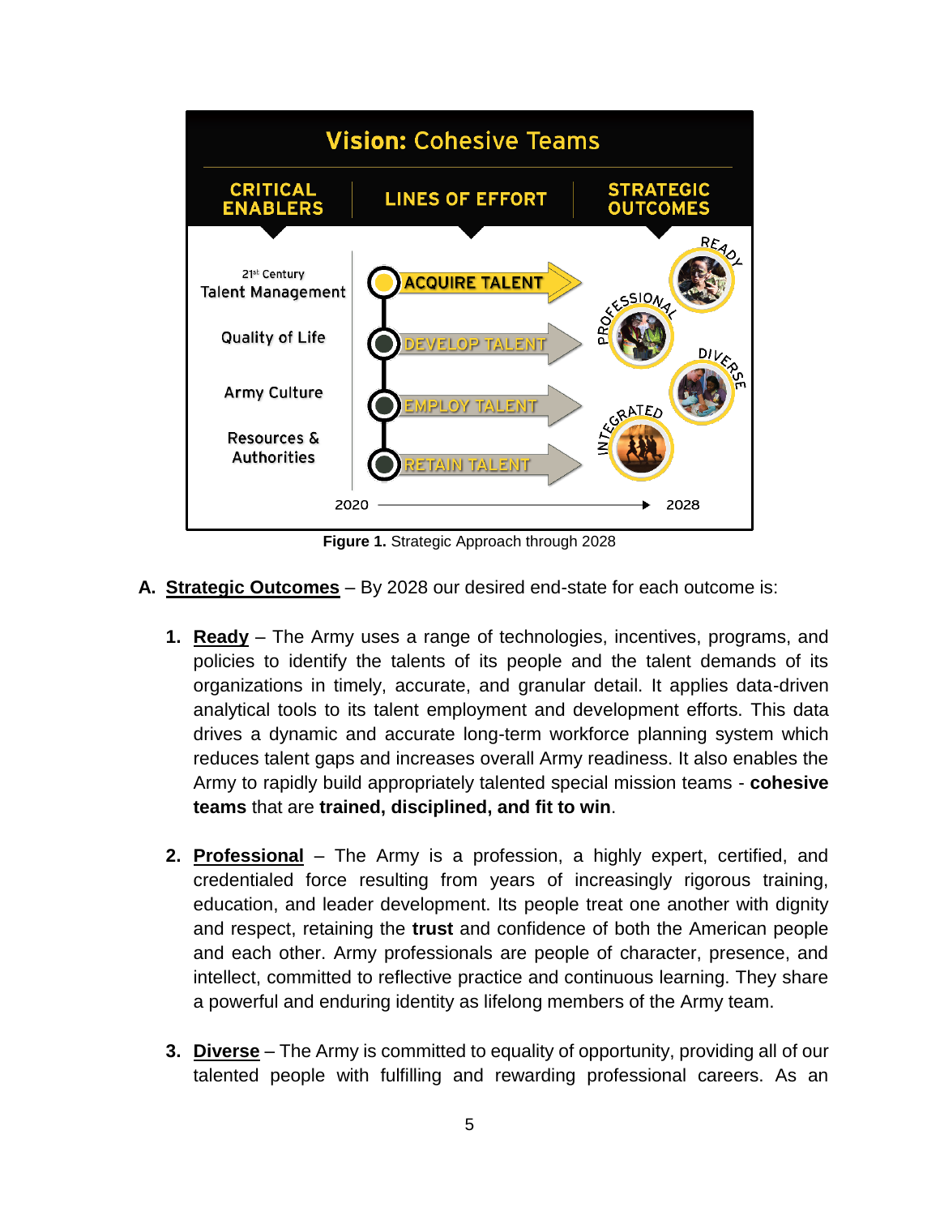**Vision: Cohesive Teams**

| CRITICAL ENABLERS | LINES OF EFFORT | STRATEGIC OUTCOMES |
|---|---|---|
| 21st Century Talent Management | ACQUIRE TALENT | READY |
| Quality of Life | DEVELOP TALENT | PROFESSIONAL |
| Army Culture | EMPLOY TALENT | DIVERSE |
| Resources & Authorities | RETAIN TALENT | INTEGRATED |

2020 → 2028

**Figure 1.** Strategic Approach through 2028

**A. <u>Strategic Outcomes</u>** – By 2028 our desired end-state for each outcome is:

1. **<u>Ready</u>** – The Army uses a range of technologies, incentives, programs, and policies to identify the talents of its people and the talent demands of its organizations in timely, accurate, and granular detail. It applies data-driven analytical tools to its talent employment and development efforts. This data drives a dynamic and accurate long-term workforce planning system which reduces talent gaps and increases overall Army readiness. It also enables the Army to rapidly build appropriately talented special mission teams - **cohesive teams** that are **trained, disciplined, and fit to win**.

2. **<u>Professional</u>** – The Army is a profession, a highly expert, certified, and credentialed force resulting from years of increasingly rigorous training, education, and leader development. Its people treat one another with dignity and respect, retaining the **trust** and confidence of both the American people and each other. Army professionals are people of character, presence, and intellect, committed to reflective practice and continuous learning. They share a powerful and enduring identity as lifelong members of the Army team.

3. **<u>Diverse</u>** – The Army is committed to equality of opportunity, providing all of our talented people with fulfilling and rewarding professional careers. As an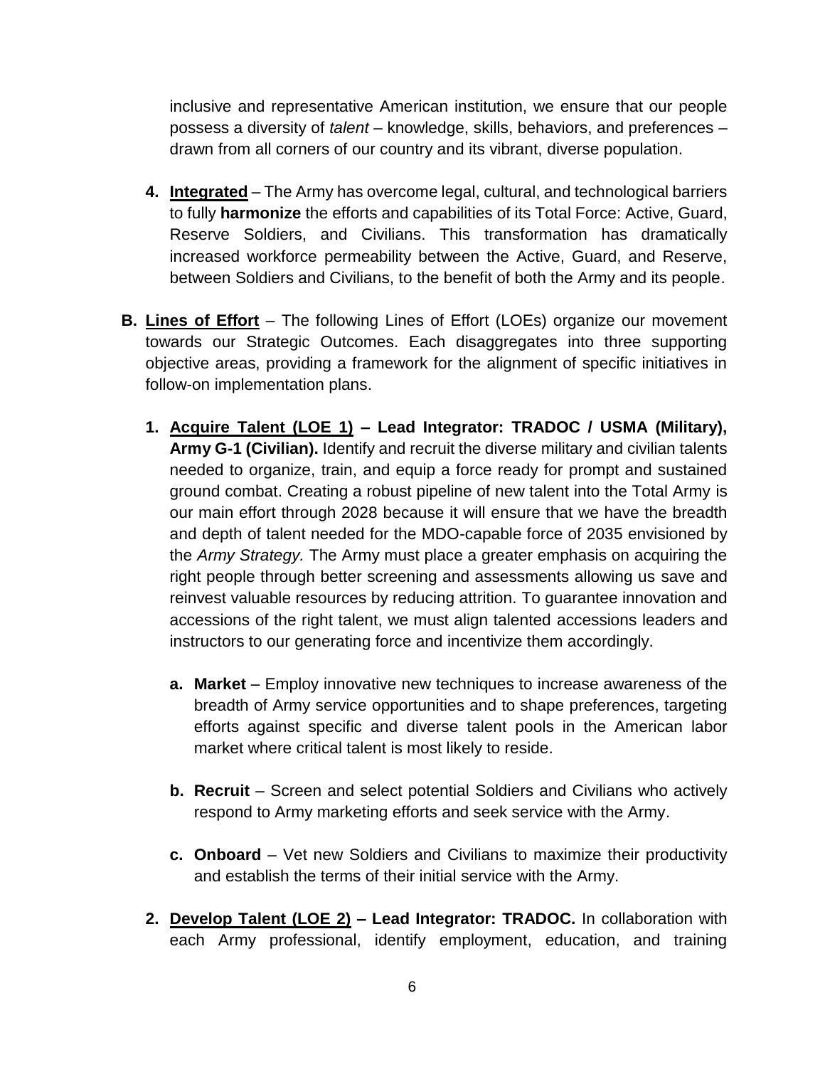inclusive and representative American institution, we ensure that our people possess a diversity of *talent* – knowledge, skills, behaviors, and preferences – drawn from all corners of our country and its vibrant, diverse population.

4. **Integrated** – The Army has overcome legal, cultural, and technological barriers to fully **harmonize** the efforts and capabilities of its Total Force: Active, Guard, Reserve Soldiers, and Civilians. This transformation has dramatically increased workforce permeability between the Active, Guard, and Reserve, between Soldiers and Civilians, to the benefit of both the Army and its people.

**B. Lines of Effort** – The following Lines of Effort (LOEs) organize our movement towards our Strategic Outcomes. Each disaggregates into three supporting objective areas, providing a framework for the alignment of specific initiatives in follow-on implementation plans.

1. **Acquire Talent (LOE 1) – Lead Integrator: TRADOC / USMA (Military), Army G-1 (Civilian).** Identify and recruit the diverse military and civilian talents needed to organize, train, and equip a force ready for prompt and sustained ground combat. Creating a robust pipeline of new talent into the Total Army is our main effort through 2028 because it will ensure that we have the breadth and depth of talent needed for the MDO-capable force of 2035 envisioned by the *Army Strategy.* The Army must place a greater emphasis on acquiring the right people through better screening and assessments allowing us save and reinvest valuable resources by reducing attrition. To guarantee innovation and accessions of the right talent, we must align talented accessions leaders and instructors to our generating force and incentivize them accordingly.

   a. **Market** – Employ innovative new techniques to increase awareness of the breadth of Army service opportunities and to shape preferences, targeting efforts against specific and diverse talent pools in the American labor market where critical talent is most likely to reside.

   b. **Recruit** – Screen and select potential Soldiers and Civilians who actively respond to Army marketing efforts and seek service with the Army.

   c. **Onboard** – Vet new Soldiers and Civilians to maximize their productivity and establish the terms of their initial service with the Army.

2. **Develop Talent (LOE 2) – Lead Integrator: TRADOC.** In collaboration with each Army professional, identify employment, education, and training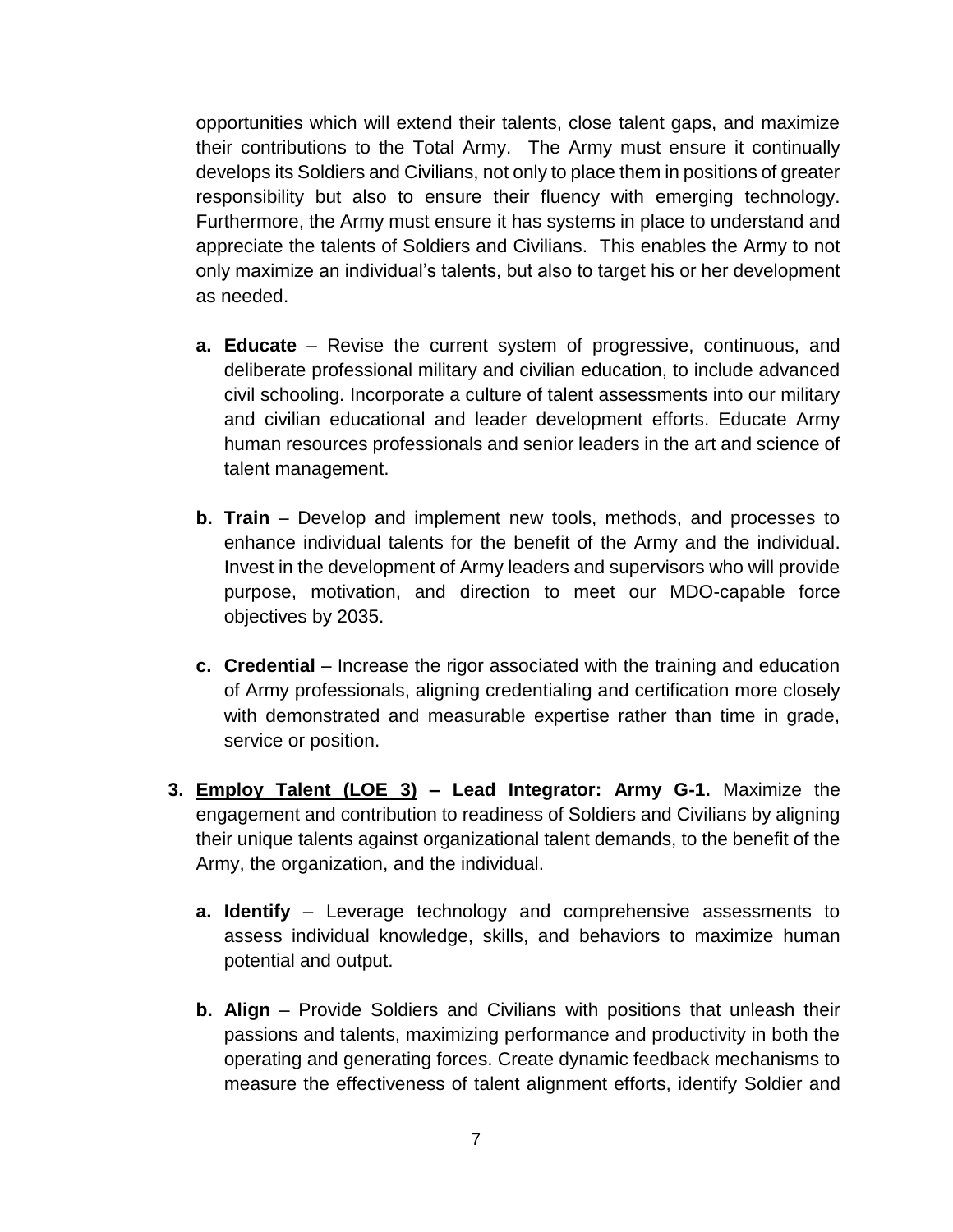opportunities which will extend their talents, close talent gaps, and maximize their contributions to the Total Army. The Army must ensure it continually develops its Soldiers and Civilians, not only to place them in positions of greater responsibility but also to ensure their fluency with emerging technology. Furthermore, the Army must ensure it has systems in place to understand and appreciate the talents of Soldiers and Civilians. This enables the Army to not only maximize an individual's talents, but also to target his or her development as needed.

  - **a. Educate** – Revise the current system of progressive, continuous, and deliberate professional military and civilian education, to include advanced civil schooling. Incorporate a culture of talent assessments into our military and civilian educational and leader development efforts. Educate Army human resources professionals and senior leaders in the art and science of talent management.

  - **b. Train** – Develop and implement new tools, methods, and processes to enhance individual talents for the benefit of the Army and the individual. Invest in the development of Army leaders and supervisors who will provide purpose, motivation, and direction to meet our MDO-capable force objectives by 2035.

  - **c. Credential** – Increase the rigor associated with the training and education of Army professionals, aligning credentialing and certification more closely with demonstrated and measurable expertise rather than time in grade, service or position.

**3. <u>Employ Talent (LOE 3)</u> – Lead Integrator: Army G-1.** Maximize the engagement and contribution to readiness of Soldiers and Civilians by aligning their unique talents against organizational talent demands, to the benefit of the Army, the organization, and the individual.

  - **a. Identify** – Leverage technology and comprehensive assessments to assess individual knowledge, skills, and behaviors to maximize human potential and output.

  - **b. Align** – Provide Soldiers and Civilians with positions that unleash their passions and talents, maximizing performance and productivity in both the operating and generating forces. Create dynamic feedback mechanisms to measure the effectiveness of talent alignment efforts, identify Soldier and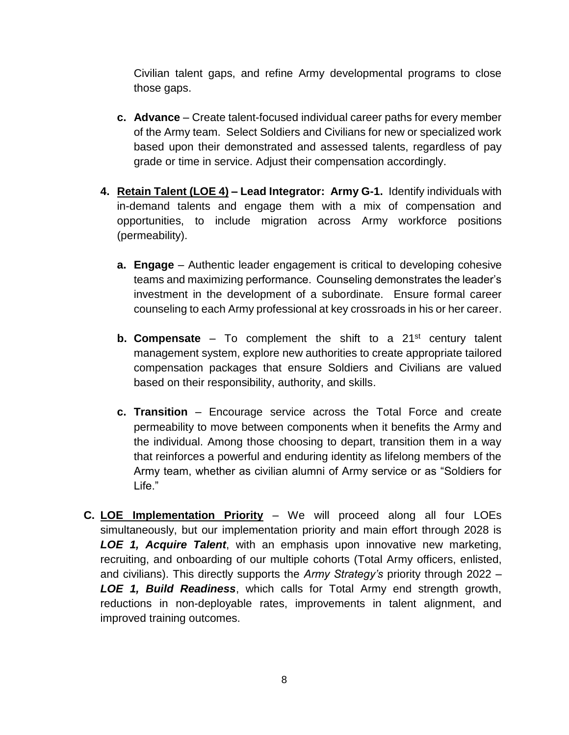Civilian talent gaps, and refine Army developmental programs to close those gaps.

   c. **Advance** – Create talent-focused individual career paths for every member of the Army team. Select Soldiers and Civilians for new or specialized work based upon their demonstrated and assessed talents, regardless of pay grade or time in service. Adjust their compensation accordingly.

4. **<u>Retain Talent (LOE 4)</u> – Lead Integrator: Army G-1.** Identify individuals with in-demand talents and engage them with a mix of compensation and opportunities, to include migration across Army workforce positions (permeability).

   a. **Engage** – Authentic leader engagement is critical to developing cohesive teams and maximizing performance. Counseling demonstrates the leader's investment in the development of a subordinate. Ensure formal career counseling to each Army professional at key crossroads in his or her career.

   b. **Compensate** – To complement the shift to a 21st century talent management system, explore new authorities to create appropriate tailored compensation packages that ensure Soldiers and Civilians are valued based on their responsibility, authority, and skills.

   c. **Transition** – Encourage service across the Total Force and create permeability to move between components when it benefits the Army and the individual. Among those choosing to depart, transition them in a way that reinforces a powerful and enduring identity as lifelong members of the Army team, whether as civilian alumni of Army service or as "Soldiers for Life."

C. **<u>LOE Implementation Priority</u>** – We will proceed along all four LOEs simultaneously, but our implementation priority and main effort through 2028 is ***LOE 1, Acquire Talent***, with an emphasis upon innovative new marketing, recruiting, and onboarding of our multiple cohorts (Total Army officers, enlisted, and civilians). This directly supports the *Army Strategy's* priority through 2022 – ***LOE 1, Build Readiness***, which calls for Total Army end strength growth, reductions in non-deployable rates, improvements in talent alignment, and improved training outcomes.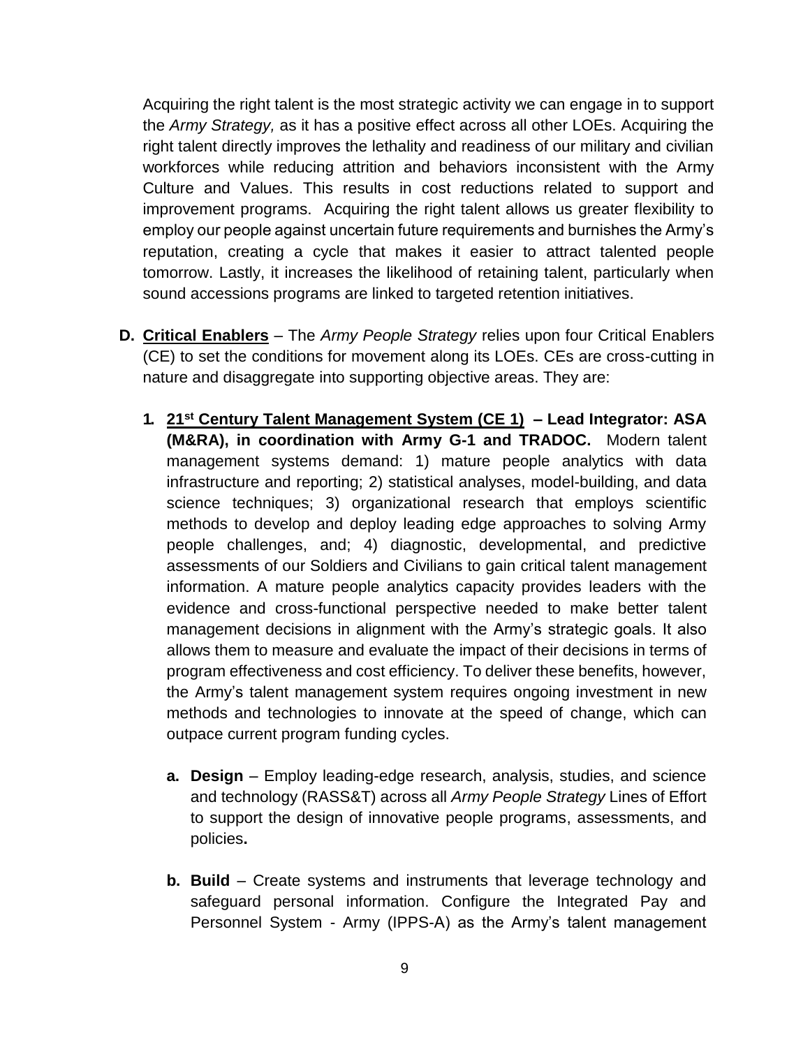Acquiring the right talent is the most strategic activity we can engage in to support the *Army Strategy,* as it has a positive effect across all other LOEs. Acquiring the right talent directly improves the lethality and readiness of our military and civilian workforces while reducing attrition and behaviors inconsistent with the Army Culture and Values. This results in cost reductions related to support and improvement programs. Acquiring the right talent allows us greater flexibility to employ our people against uncertain future requirements and burnishes the Army's reputation, creating a cycle that makes it easier to attract talented people tomorrow. Lastly, it increases the likelihood of retaining talent, particularly when sound accessions programs are linked to targeted retention initiatives.

**D. <u>Critical Enablers</u>** – The *Army People Strategy* relies upon four Critical Enablers (CE) to set the conditions for movement along its LOEs. CEs are cross-cutting in nature and disaggregate into supporting objective areas. They are:

1. **<u>21st Century Talent Management System (CE 1)</u> – Lead Integrator: ASA (M&RA), in coordination with Army G-1 and TRADOC.** Modern talent management systems demand: 1) mature people analytics with data infrastructure and reporting; 2) statistical analyses, model-building, and data science techniques; 3) organizational research that employs scientific methods to develop and deploy leading edge approaches to solving Army people challenges, and; 4) diagnostic, developmental, and predictive assessments of our Soldiers and Civilians to gain critical talent management information. A mature people analytics capacity provides leaders with the evidence and cross-functional perspective needed to make better talent management decisions in alignment with the Army's strategic goals. It also allows them to measure and evaluate the impact of their decisions in terms of program effectiveness and cost efficiency. To deliver these benefits, however, the Army's talent management system requires ongoing investment in new methods and technologies to innovate at the speed of change, which can outpace current program funding cycles.

   a. **Design** – Employ leading-edge research, analysis, studies, and science and technology (RASS&T) across all *Army People Strategy* Lines of Effort to support the design of innovative people programs, assessments, and policies**.**

   b. **Build** – Create systems and instruments that leverage technology and safeguard personal information. Configure the Integrated Pay and Personnel System - Army (IPPS-A) as the Army's talent management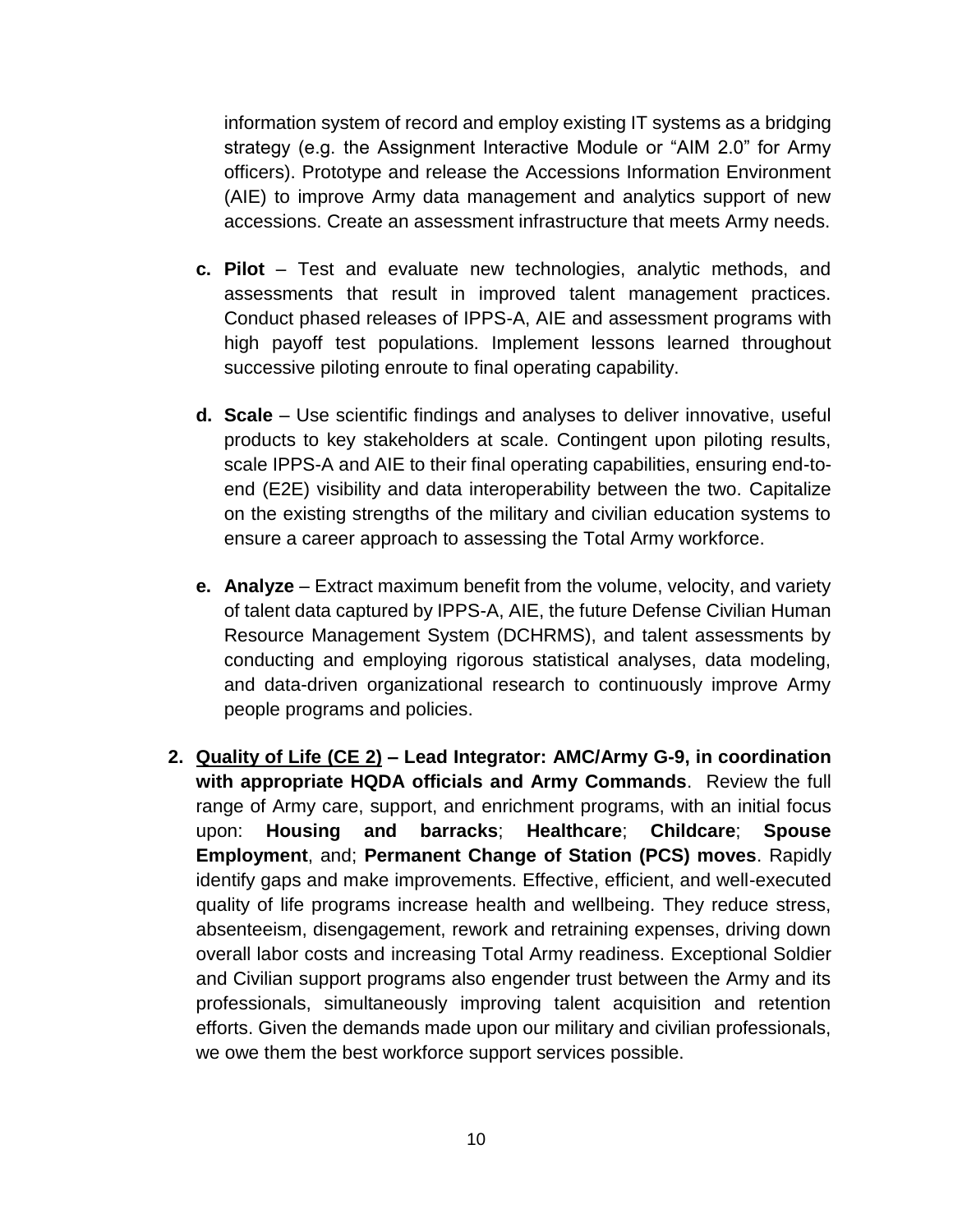information system of record and employ existing IT systems as a bridging strategy (e.g. the Assignment Interactive Module or "AIM 2.0" for Army officers). Prototype and release the Accessions Information Environment (AIE) to improve Army data management and analytics support of new accessions. Create an assessment infrastructure that meets Army needs.

- **c. Pilot** – Test and evaluate new technologies, analytic methods, and assessments that result in improved talent management practices. Conduct phased releases of IPPS-A, AIE and assessment programs with high payoff test populations. Implement lessons learned throughout successive piloting enroute to final operating capability.

- **d. Scale** – Use scientific findings and analyses to deliver innovative, useful products to key stakeholders at scale. Contingent upon piloting results, scale IPPS-A and AIE to their final operating capabilities, ensuring end-to-end (E2E) visibility and data interoperability between the two. Capitalize on the existing strengths of the military and civilian education systems to ensure a career approach to assessing the Total Army workforce.

- **e. Analyze** – Extract maximum benefit from the volume, velocity, and variety of talent data captured by IPPS-A, AIE, the future Defense Civilian Human Resource Management System (DCHRMS), and talent assessments by conducting and employing rigorous statistical analyses, data modeling, and data-driven organizational research to continuously improve Army people programs and policies.

**2. <u>Quality of Life (CE 2)</u> – Lead Integrator: AMC/Army G-9, in coordination with appropriate HQDA officials and Army Commands**. Review the full range of Army care, support, and enrichment programs, with an initial focus upon: **Housing and barracks**; **Healthcare**; **Childcare**; **Spouse Employment**, and; **Permanent Change of Station (PCS) moves**. Rapidly identify gaps and make improvements. Effective, efficient, and well-executed quality of life programs increase health and wellbeing. They reduce stress, absenteeism, disengagement, rework and retraining expenses, driving down overall labor costs and increasing Total Army readiness. Exceptional Soldier and Civilian support programs also engender trust between the Army and its professionals, simultaneously improving talent acquisition and retention efforts. Given the demands made upon our military and civilian professionals, we owe them the best workforce support services possible.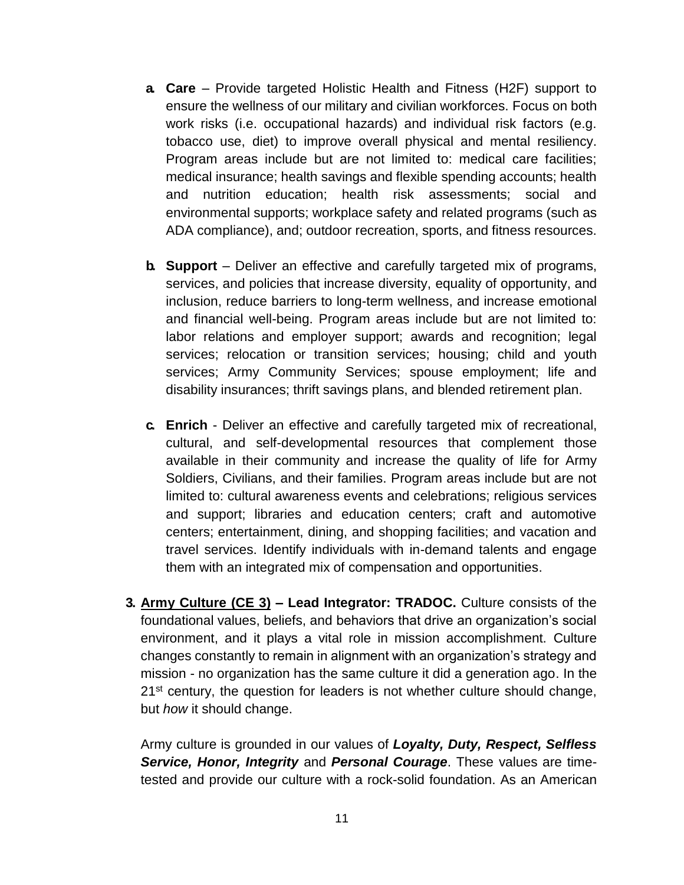a. **Care** – Provide targeted Holistic Health and Fitness (H2F) support to ensure the wellness of our military and civilian workforces. Focus on both work risks (i.e. occupational hazards) and individual risk factors (e.g. tobacco use, diet) to improve overall physical and mental resiliency. Program areas include but are not limited to: medical care facilities; medical insurance; health savings and flexible spending accounts; health and nutrition education; health risk assessments; social and environmental supports; workplace safety and related programs (such as ADA compliance), and; outdoor recreation, sports, and fitness resources.

b. **Support** – Deliver an effective and carefully targeted mix of programs, services, and policies that increase diversity, equality of opportunity, and inclusion, reduce barriers to long-term wellness, and increase emotional and financial well-being. Program areas include but are not limited to: labor relations and employer support; awards and recognition; legal services; relocation or transition services; housing; child and youth services; Army Community Services; spouse employment; life and disability insurances; thrift savings plans, and blended retirement plan.

c. **Enrich** - Deliver an effective and carefully targeted mix of recreational, cultural, and self-developmental resources that complement those available in their community and increase the quality of life for Army Soldiers, Civilians, and their families. Program areas include but are not limited to: cultural awareness events and celebrations; religious services and support; libraries and education centers; craft and automotive centers; entertainment, dining, and shopping facilities; and vacation and travel services. Identify individuals with in-demand talents and engage them with an integrated mix of compensation and opportunities.

3. **Army Culture (CE 3) – Lead Integrator: TRADOC.** Culture consists of the foundational values, beliefs, and behaviors that drive an organization's social environment, and it plays a vital role in mission accomplishment. Culture changes constantly to remain in alignment with an organization's strategy and mission - no organization has the same culture it did a generation ago. In the 21st century, the question for leaders is not whether culture should change, but *how* it should change.

   Army culture is grounded in our values of ***Loyalty, Duty, Respect, Selfless Service, Honor, Integrity*** and ***Personal Courage***. These values are time-tested and provide our culture with a rock-solid foundation. As an American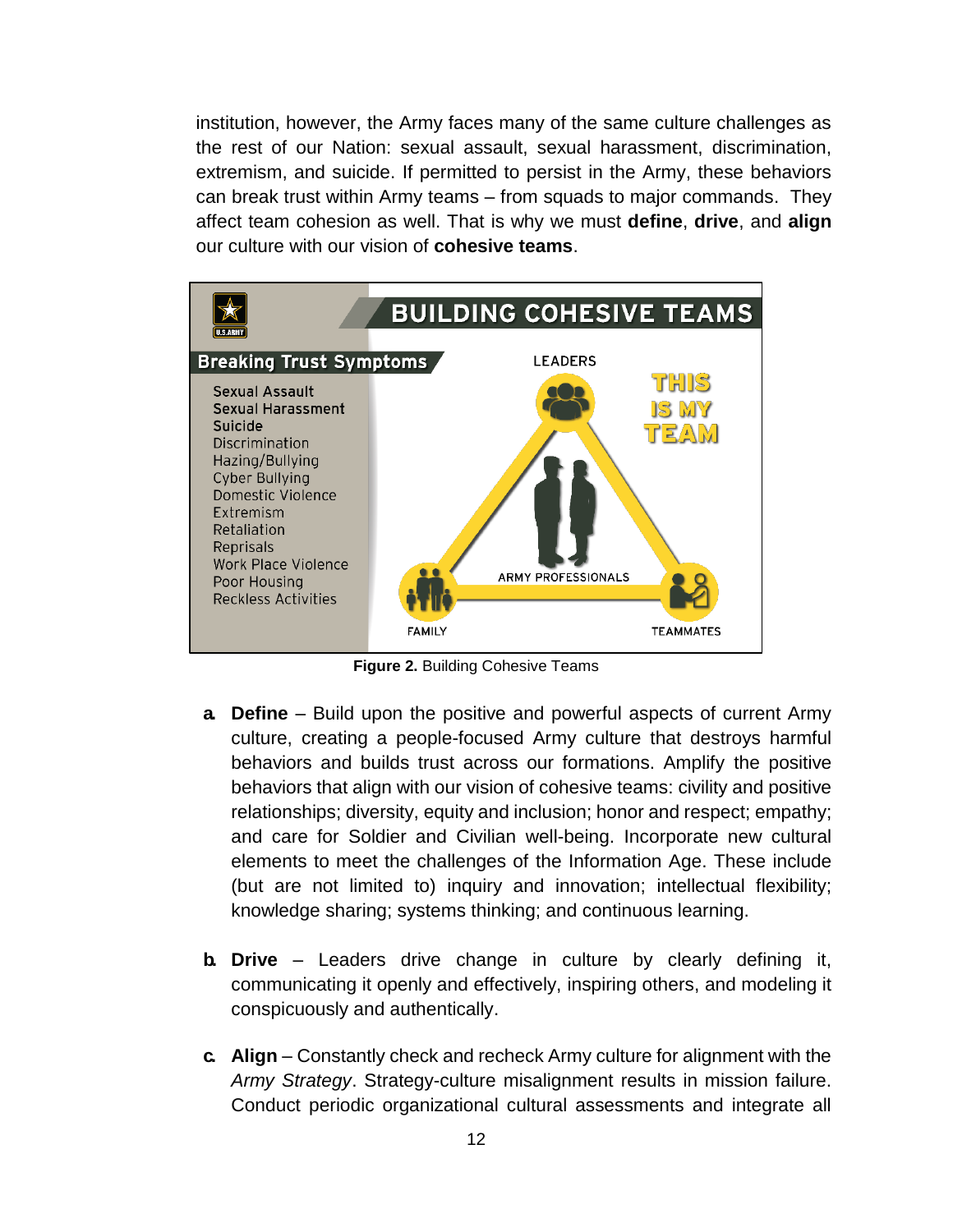institution, however, the Army faces many of the same culture challenges as the rest of our Nation: sexual assault, sexual harassment, discrimination, extremism, and suicide. If permitted to persist in the Army, these behaviors can break trust within Army teams – from squads to major commands. They affect team cohesion as well. That is why we must **define**, **drive**, and **align** our culture with our vision of **cohesive teams**.

**BUILDING COHESIVE TEAMS**

**Breaking Trust Symptoms**

- **Sexual Assault**
- **Sexual Harassment**
- **Suicide**
- Discrimination
- Hazing/Bullying
- Cyber Bullying
- Domestic Violence
- Extremism
- Retaliation
- Reprisals
- Work Place Violence
- Poor Housing
- Reckless Activities

LEADERS

ARMY PROFESSIONALS

FAMILY

TEAMMATES

THIS IS MY TEAM

**Figure 2.** Building Cohesive Teams

a. **Define** – Build upon the positive and powerful aspects of current Army culture, creating a people-focused Army culture that destroys harmful behaviors and builds trust across our formations. Amplify the positive behaviors that align with our vision of cohesive teams: civility and positive relationships; diversity, equity and inclusion; honor and respect; empathy; and care for Soldier and Civilian well-being. Incorporate new cultural elements to meet the challenges of the Information Age. These include (but are not limited to) inquiry and innovation; intellectual flexibility; knowledge sharing; systems thinking; and continuous learning.

b. **Drive** – Leaders drive change in culture by clearly defining it, communicating it openly and effectively, inspiring others, and modeling it conspicuously and authentically.

c. **Align** – Constantly check and recheck Army culture for alignment with the *Army Strategy*. Strategy-culture misalignment results in mission failure. Conduct periodic organizational cultural assessments and integrate all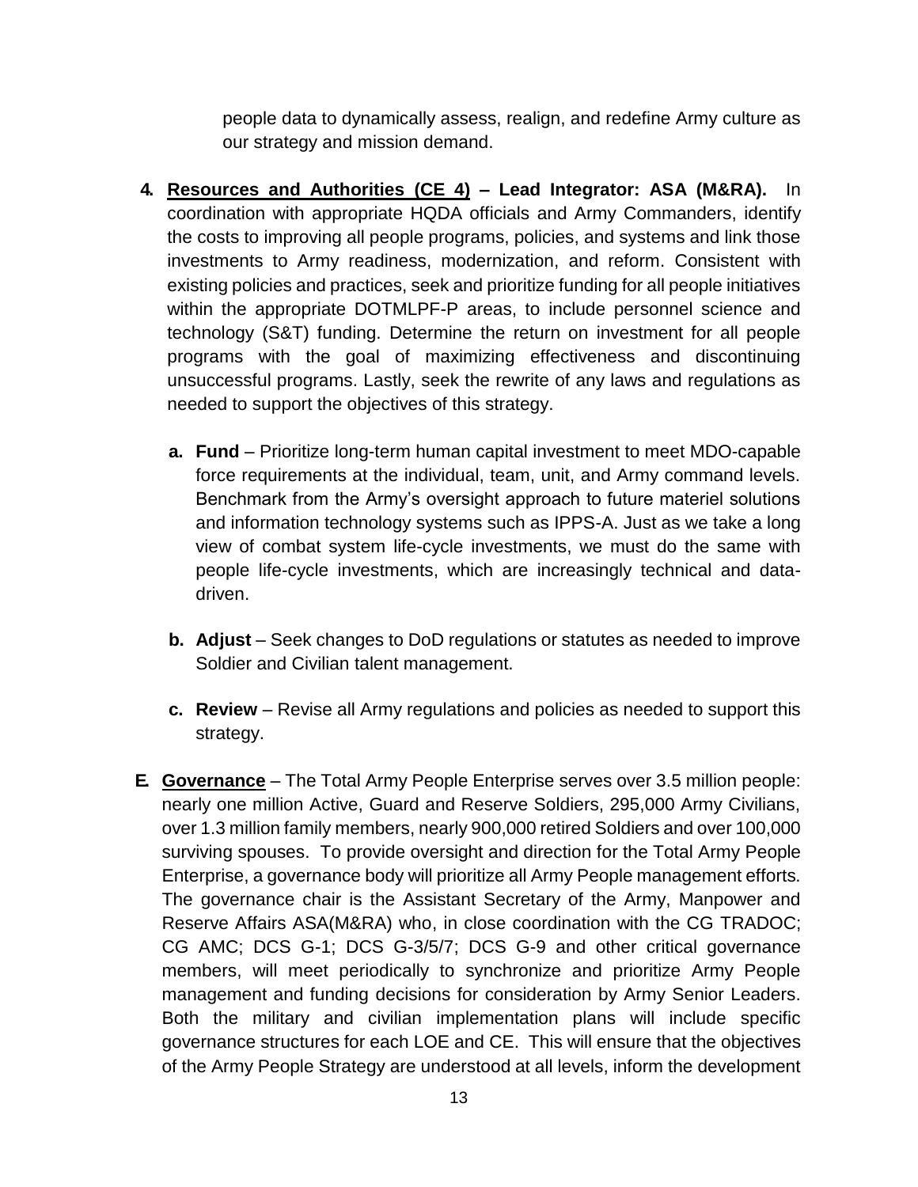people data to dynamically assess, realign, and redefine Army culture as our strategy and mission demand.

4. **<u>Resources and Authorities (CE 4)</u> – Lead Integrator: ASA (M&RA).** In coordination with appropriate HQDA officials and Army Commanders, identify the costs to improving all people programs, policies, and systems and link those investments to Army readiness, modernization, and reform. Consistent with existing policies and practices, seek and prioritize funding for all people initiatives within the appropriate DOTMLPF-P areas, to include personnel science and technology (S&T) funding. Determine the return on investment for all people programs with the goal of maximizing effectiveness and discontinuing unsuccessful programs. Lastly, seek the rewrite of any laws and regulations as needed to support the objectives of this strategy.

   a. **Fund** – Prioritize long-term human capital investment to meet MDO-capable force requirements at the individual, team, unit, and Army command levels. Benchmark from the Army's oversight approach to future materiel solutions and information technology systems such as IPPS-A. Just as we take a long view of combat system life-cycle investments, we must do the same with people life-cycle investments, which are increasingly technical and data-driven.

   b. **Adjust** – Seek changes to DoD regulations or statutes as needed to improve Soldier and Civilian talent management.

   c. **Review** – Revise all Army regulations and policies as needed to support this strategy.

E. **<u>Governance</u>** – The Total Army People Enterprise serves over 3.5 million people: nearly one million Active, Guard and Reserve Soldiers, 295,000 Army Civilians, over 1.3 million family members, nearly 900,000 retired Soldiers and over 100,000 surviving spouses. To provide oversight and direction for the Total Army People Enterprise, a governance body will prioritize all Army People management efforts. The governance chair is the Assistant Secretary of the Army, Manpower and Reserve Affairs ASA(M&RA) who, in close coordination with the CG TRADOC; CG AMC; DCS G-1; DCS G-3/5/7; DCS G-9 and other critical governance members, will meet periodically to synchronize and prioritize Army People management and funding decisions for consideration by Army Senior Leaders. Both the military and civilian implementation plans will include specific governance structures for each LOE and CE. This will ensure that the objectives of the Army People Strategy are understood at all levels, inform the development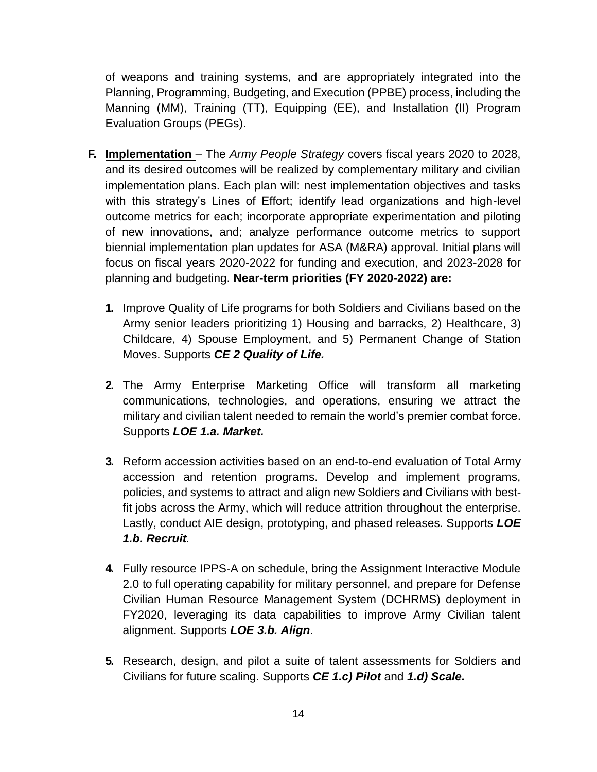of weapons and training systems, and are appropriately integrated into the Planning, Programming, Budgeting, and Execution (PPBE) process, including the Manning (MM), Training (TT), Equipping (EE), and Installation (II) Program Evaluation Groups (PEGs).

**F.** **<u>Implementation</u>** – The *Army People Strategy* covers fiscal years 2020 to 2028, and its desired outcomes will be realized by complementary military and civilian implementation plans. Each plan will: nest implementation objectives and tasks with this strategy's Lines of Effort; identify lead organizations and high-level outcome metrics for each; incorporate appropriate experimentation and piloting of new innovations, and; analyze performance outcome metrics to support biennial implementation plan updates for ASA (M&RA) approval. Initial plans will focus on fiscal years 2020-2022 for funding and execution, and 2023-2028 for planning and budgeting. **Near-term priorities (FY 2020-2022) are:**

**1.** Improve Quality of Life programs for both Soldiers and Civilians based on the Army senior leaders prioritizing 1) Housing and barracks, 2) Healthcare, 3) Childcare, 4) Spouse Employment, and 5) Permanent Change of Station Moves. Supports ***CE 2 Quality of Life.***

**2.** The Army Enterprise Marketing Office will transform all marketing communications, technologies, and operations, ensuring we attract the military and civilian talent needed to remain the world's premier combat force. Supports ***LOE 1.a. Market.***

**3.** Reform accession activities based on an end-to-end evaluation of Total Army accession and retention programs. Develop and implement programs, policies, and systems to attract and align new Soldiers and Civilians with best-fit jobs across the Army, which will reduce attrition throughout the enterprise. Lastly, conduct AIE design, prototyping, and phased releases. Supports ***LOE 1.b. Recruit***.

**4.** Fully resource IPPS-A on schedule, bring the Assignment Interactive Module 2.0 to full operating capability for military personnel, and prepare for Defense Civilian Human Resource Management System (DCHRMS) deployment in FY2020, leveraging its data capabilities to improve Army Civilian talent alignment. Supports ***LOE 3.b. Align***.

**5.** Research, design, and pilot a suite of talent assessments for Soldiers and Civilians for future scaling. Supports ***CE 1.c) Pilot*** and ***1.d) Scale.***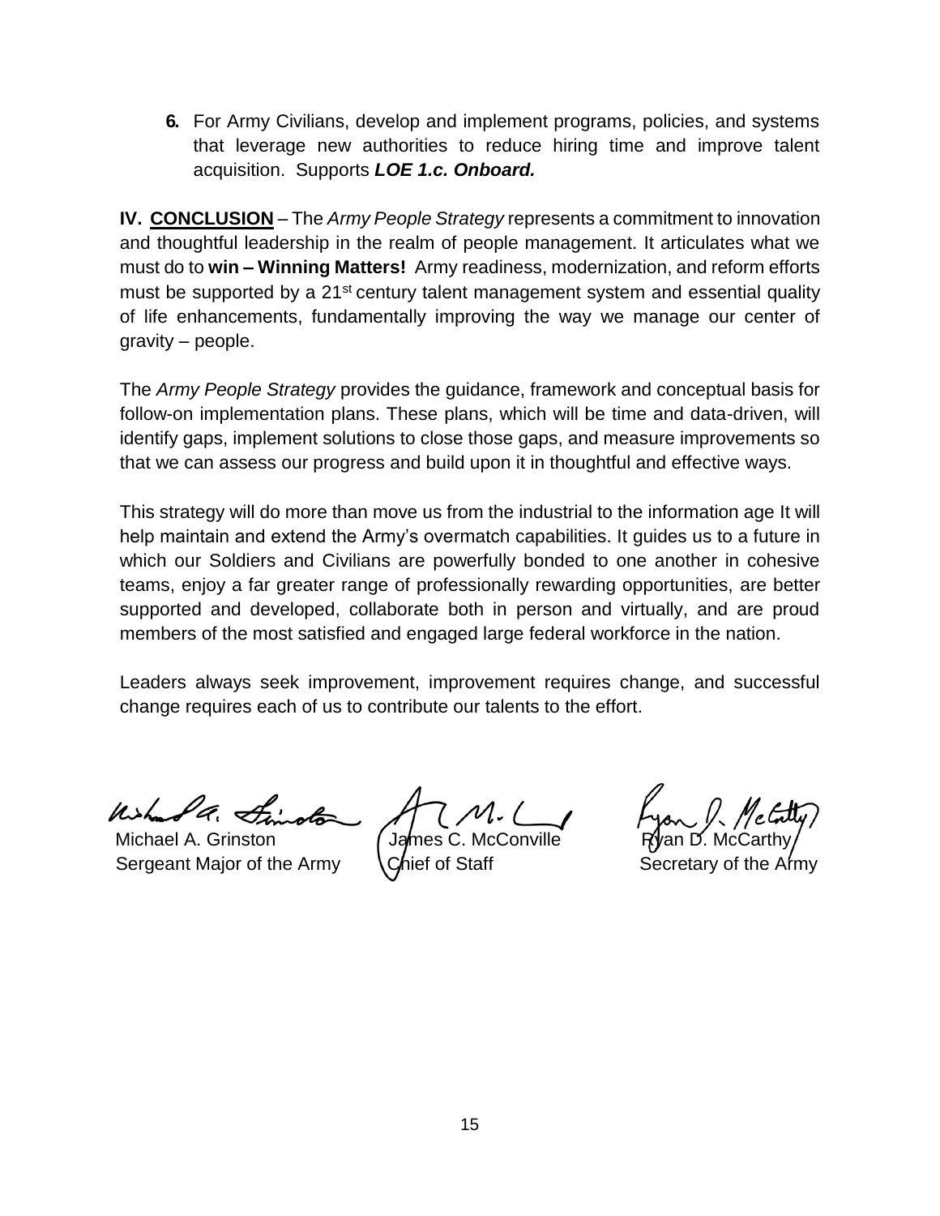6. For Army Civilians, develop and implement programs, policies, and systems that leverage new authorities to reduce hiring time and improve talent acquisition. Supports ***LOE 1.c. Onboard.***

**IV. <u>CONCLUSION</u>** – The *Army People Strategy* represents a commitment to innovation and thoughtful leadership in the realm of people management. It articulates what we must do to **win – Winning Matters!** Army readiness, modernization, and reform efforts must be supported by a 21st century talent management system and essential quality of life enhancements, fundamentally improving the way we manage our center of gravity – people.

The *Army People Strategy* provides the guidance, framework and conceptual basis for follow-on implementation plans. These plans, which will be time and data-driven, will identify gaps, implement solutions to close those gaps, and measure improvements so that we can assess our progress and build upon it in thoughtful and effective ways.

This strategy will do more than move us from the industrial to the information age It will help maintain and extend the Army's overmatch capabilities. It guides us to a future in which our Soldiers and Civilians are powerfully bonded to one another in cohesive teams, enjoy a far greater range of professionally rewarding opportunities, are better supported and developed, collaborate both in person and virtually, and are proud members of the most satisfied and engaged large federal workforce in the nation.

Leaders always seek improvement, improvement requires change, and successful change requires each of us to contribute our talents to the effort.

| | | |
|---|---|---|
| Michael A. Grinston | James C. McConville | Ryan D. McCarthy |
| Sergeant Major of the Army | Chief of Staff | Secretary of the Army |